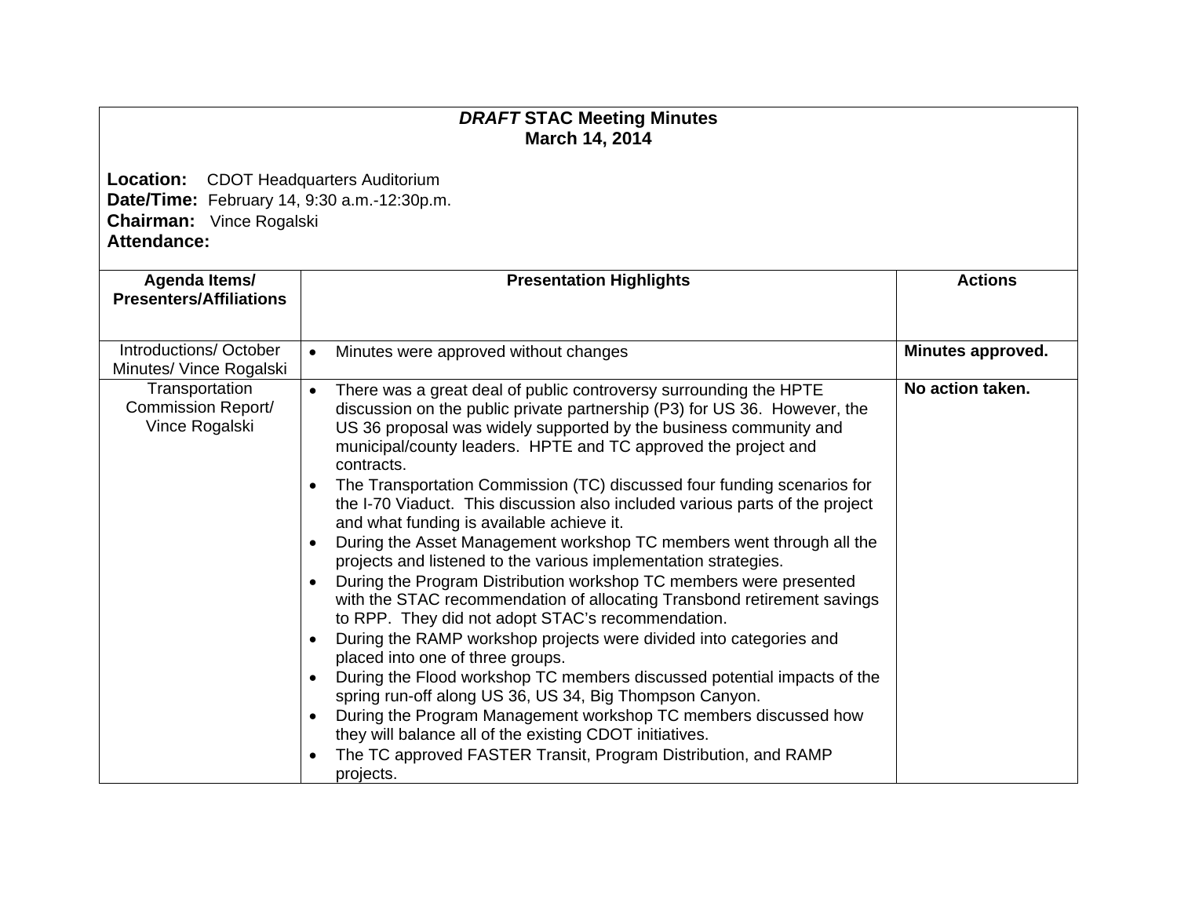# *DRAFT* STAC Meeting Minutes
## March 14, 2014

**Location:** CDOT Headquarters Auditorium
**Date/Time:** February 14, 9:30 a.m.-12:30p.m.
**Chairman:** Vince Rogalski
**Attendance:**

| Agenda Items/ Presenters/Affiliations | Presentation Highlights | Actions |
|---|---|---|
| Introductions/ October Minutes/ Vince Rogalski | • Minutes were approved without changes | **Minutes approved.** |
| Transportation Commission Report/ Vince Rogalski | • There was a great deal of public controversy surrounding the HPTE discussion on the public private partnership (P3) for US 36. However, the US 36 proposal was widely supported by the business community and municipal/county leaders. HPTE and TC approved the project and contracts.<br>• The Transportation Commission (TC) discussed four funding scenarios for the I-70 Viaduct. This discussion also included various parts of the project and what funding is available achieve it.<br>• During the Asset Management workshop TC members went through all the projects and listened to the various implementation strategies.<br>• During the Program Distribution workshop TC members were presented with the STAC recommendation of allocating Transbond retirement savings to RPP. They did not adopt STAC's recommendation.<br>• During the RAMP workshop projects were divided into categories and placed into one of three groups.<br>• During the Flood workshop TC members discussed potential impacts of the spring run-off along US 36, US 34, Big Thompson Canyon.<br>• During the Program Management workshop TC members discussed how they will balance all of the existing CDOT initiatives.<br>• The TC approved FASTER Transit, Program Distribution, and RAMP projects. | **No action taken.** |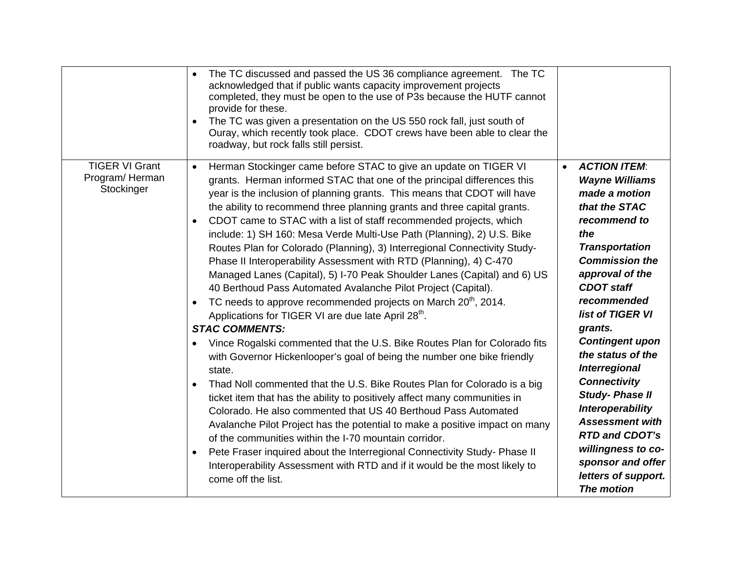| | | |
|---|---|---|
| | • The TC discussed and passed the US 36 compliance agreement. The TC acknowledged that if public wants capacity improvement projects completed, they must be open to the use of P3s because the HUTF cannot provide for these.<br>• The TC was given a presentation on the US 550 rock fall, just south of Ouray, which recently took place. CDOT crews have been able to clear the roadway, but rock falls still persist. | |
| TIGER VI Grant Program/ Herman Stockinger | • Herman Stockinger came before STAC to give an update on TIGER VI grants. Herman informed STAC that one of the principal differences this year is the inclusion of planning grants. This means that CDOT will have the ability to recommend three planning grants and three capital grants.<br>• CDOT came to STAC with a list of staff recommended projects, which include: 1) SH 160: Mesa Verde Multi-Use Path (Planning), 2) U.S. Bike Routes Plan for Colorado (Planning), 3) Interregional Connectivity Study- Phase II Interoperability Assessment with RTD (Planning), 4) C-470 Managed Lanes (Capital), 5) I-70 Peak Shoulder Lanes (Capital) and 6) US 40 Berthoud Pass Automated Avalanche Pilot Project (Capital).<br>• TC needs to approve recommended projects on March 20th, 2014. Applications for TIGER VI are due late April 28th.<br>***STAC COMMENTS:***<br>• Vince Rogalski commented that the U.S. Bike Routes Plan for Colorado fits with Governor Hickenlooper's goal of being the number one bike friendly state.<br>• Thad Noll commented that the U.S. Bike Routes Plan for Colorado is a big ticket item that has the ability to positively affect many communities in Colorado. He also commented that US 40 Berthoud Pass Automated Avalanche Pilot Project has the potential to make a positive impact on many of the communities within the I-70 mountain corridor.<br>• Pete Fraser inquired about the Interregional Connectivity Study- Phase II Interoperability Assessment with RTD and if it would be the most likely to come off the list. | • ***ACTION ITEM*: Wayne Williams made a motion that the STAC recommend to the Transportation Commission the approval of the CDOT staff recommended list of TIGER VI grants. Contingent upon the status of the Interregional Connectivity Study- Phase II Interoperability Assessment with RTD and CDOT's willingness to co-sponsor and offer letters of support. The motion*** |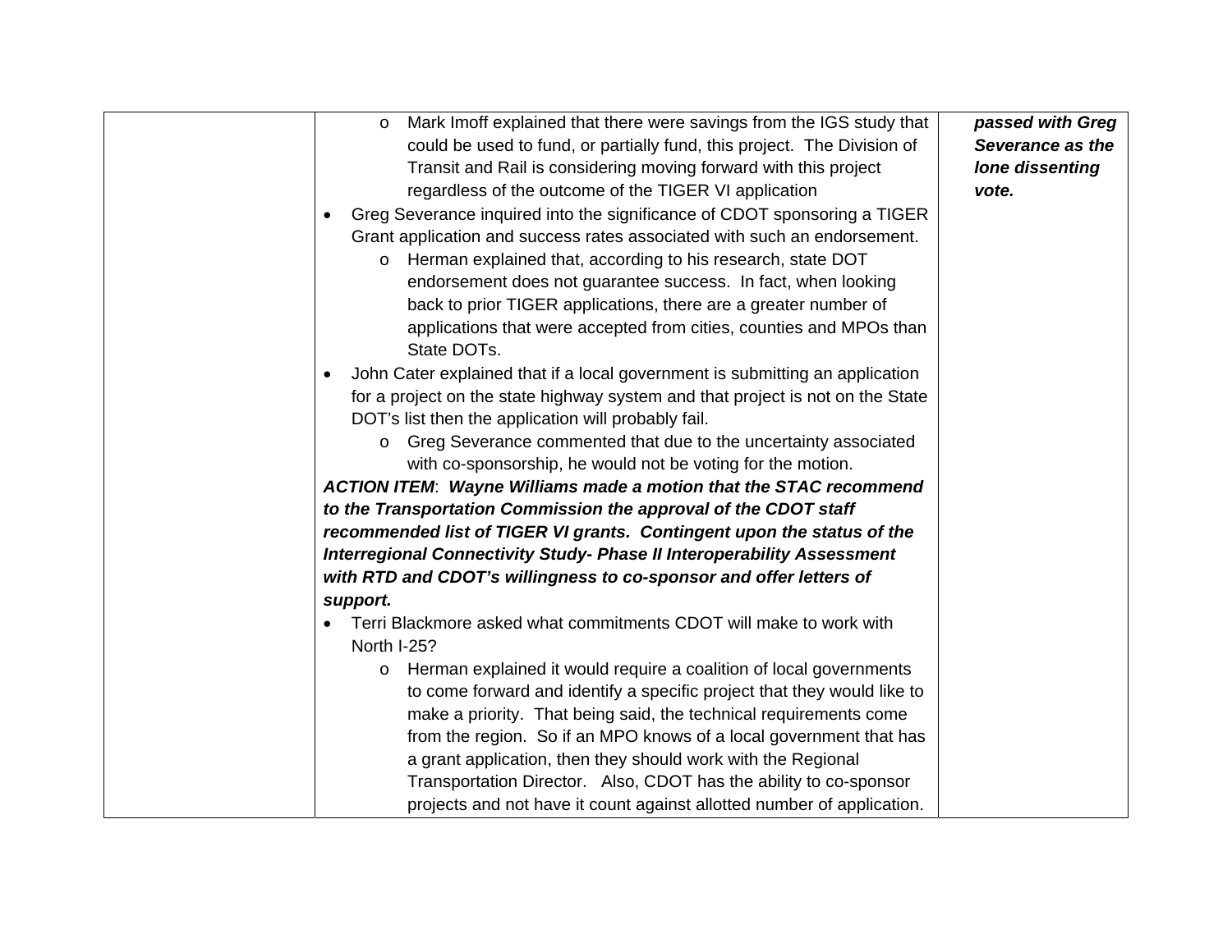|  |  |  |
|---|---|---|
|  | o Mark Imoff explained that there were savings from the IGS study that could be used to fund, or partially fund, this project. The Division of Transit and Rail is considering moving forward with this project regardless of the outcome of the TIGER VI application<br>• Greg Severance inquired into the significance of CDOT sponsoring a TIGER Grant application and success rates associated with such an endorsement.<br>o Herman explained that, according to his research, state DOT endorsement does not guarantee success. In fact, when looking back to prior TIGER applications, there are a greater number of applications that were accepted from cities, counties and MPOs than State DOTs.<br>• John Cater explained that if a local government is submitting an application for a project on the state highway system and that project is not on the State DOT's list then the application will probably fail.<br>o Greg Severance commented that due to the uncertainty associated with co-sponsorship, he would not be voting for the motion.<br>***ACTION ITEM***: ***Wayne Williams made a motion that the STAC recommend to the Transportation Commission the approval of the CDOT staff recommended list of TIGER VI grants. Contingent upon the status of the Interregional Connectivity Study- Phase II Interoperability Assessment with RTD and CDOT's willingness to co-sponsor and offer letters of support.***<br>• Terri Blackmore asked what commitments CDOT will make to work with North I-25?<br>o Herman explained it would require a coalition of local governments to come forward and identify a specific project that they would like to make a priority. That being said, the technical requirements come from the region. So if an MPO knows of a local government that has a grant application, then they should work with the Regional Transportation Director. Also, CDOT has the ability to co-sponsor projects and not have it count against allotted number of application. | ***passed with Greg Severance as the lone dissenting vote.*** |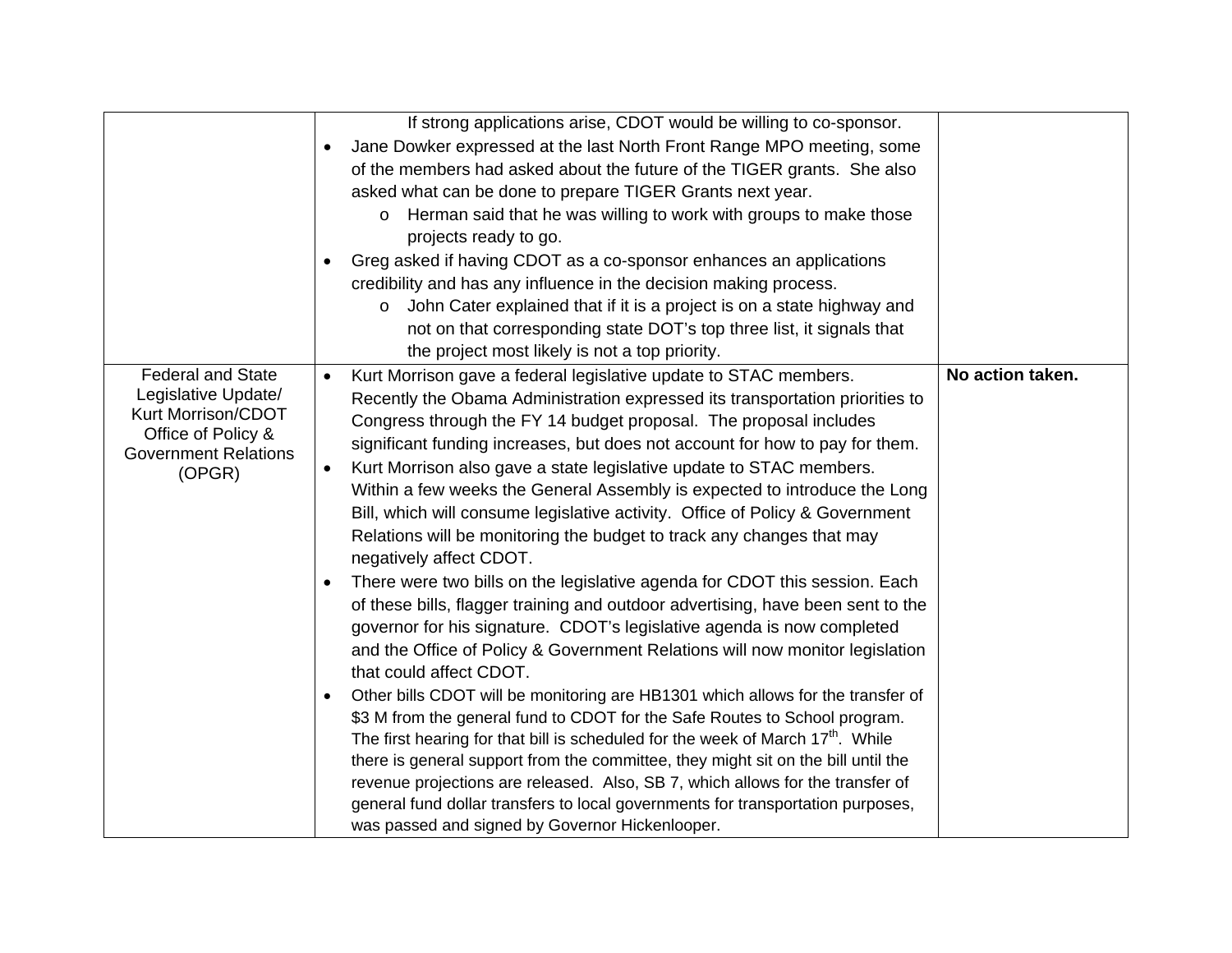| | | |
|---|---|---|
| | If strong applications arise, CDOT would be willing to co-sponsor.<br>• Jane Dowker expressed at the last North Front Range MPO meeting, some of the members had asked about the future of the TIGER grants. She also asked what can be done to prepare TIGER Grants next year.<br>  o Herman said that he was willing to work with groups to make those projects ready to go.<br>• Greg asked if having CDOT as a co-sponsor enhances an applications credibility and has any influence in the decision making process.<br>  o John Cater explained that if it is a project is on a state highway and not on that corresponding state DOT's top three list, it signals that the project most likely is not a top priority. | |
| Federal and State Legislative Update/ Kurt Morrison/CDOT Office of Policy & Government Relations (OPGR) | • Kurt Morrison gave a federal legislative update to STAC members. Recently the Obama Administration expressed its transportation priorities to Congress through the FY 14 budget proposal. The proposal includes significant funding increases, but does not account for how to pay for them.<br>• Kurt Morrison also gave a state legislative update to STAC members. Within a few weeks the General Assembly is expected to introduce the Long Bill, which will consume legislative activity. Office of Policy & Government Relations will be monitoring the budget to track any changes that may negatively affect CDOT.<br>• There were two bills on the legislative agenda for CDOT this session. Each of these bills, flagger training and outdoor advertising, have been sent to the governor for his signature. CDOT's legislative agenda is now completed and the Office of Policy & Government Relations will now monitor legislation that could affect CDOT.<br>• Other bills CDOT will be monitoring are HB1301 which allows for the transfer of \$3 M from the general fund to CDOT for the Safe Routes to School program. The first hearing for that bill is scheduled for the week of March 17th. While there is general support from the committee, they might sit on the bill until the revenue projections are released. Also, SB 7, which allows for the transfer of general fund dollar transfers to local governments for transportation purposes, was passed and signed by Governor Hickenlooper. | **No action taken.** |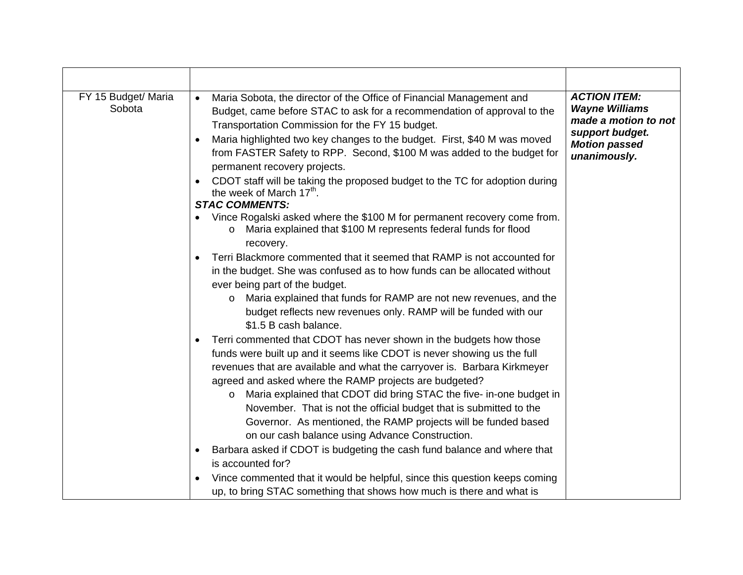| | | |
|---|---|---|
| FY 15 Budget/ Maria Sobota | • Maria Sobota, the director of the Office of Financial Management and Budget, came before STAC to ask for a recommendation of approval to the Transportation Commission for the FY 15 budget.<br>• Maria highlighted two key changes to the budget. First, \$40 M was moved from FASTER Safety to RPP. Second, \$100 M was added to the budget for permanent recovery projects.<br>• CDOT staff will be taking the proposed budget to the TC for adoption during the week of March 17th.<br>***STAC COMMENTS:***<br>• Vince Rogalski asked where the \$100 M for permanent recovery come from.<br>&nbsp;&nbsp;&nbsp;&nbsp;o Maria explained that \$100 M represents federal funds for flood recovery.<br>• Terri Blackmore commented that it seemed that RAMP is not accounted for in the budget. She was confused as to how funds can be allocated without ever being part of the budget.<br>&nbsp;&nbsp;&nbsp;&nbsp;o Maria explained that funds for RAMP are not new revenues, and the budget reflects new revenues only. RAMP will be funded with our \$1.5 B cash balance.<br>• Terri commented that CDOT has never shown in the budgets how those funds were built up and it seems like CDOT is never showing us the full revenues that are available and what the carryover is. Barbara Kirkmeyer agreed and asked where the RAMP projects are budgeted?<br>&nbsp;&nbsp;&nbsp;&nbsp;o Maria explained that CDOT did bring STAC the five- in-one budget in November. That is not the official budget that is submitted to the Governor. As mentioned, the RAMP projects will be funded based on our cash balance using Advance Construction.<br>• Barbara asked if CDOT is budgeting the cash fund balance and where that is accounted for?<br>• Vince commented that it would be helpful, since this question keeps coming up, to bring STAC something that shows how much is there and what is | ***ACTION ITEM: Wayne Williams made a motion to not support budget. Motion passed unanimously.*** |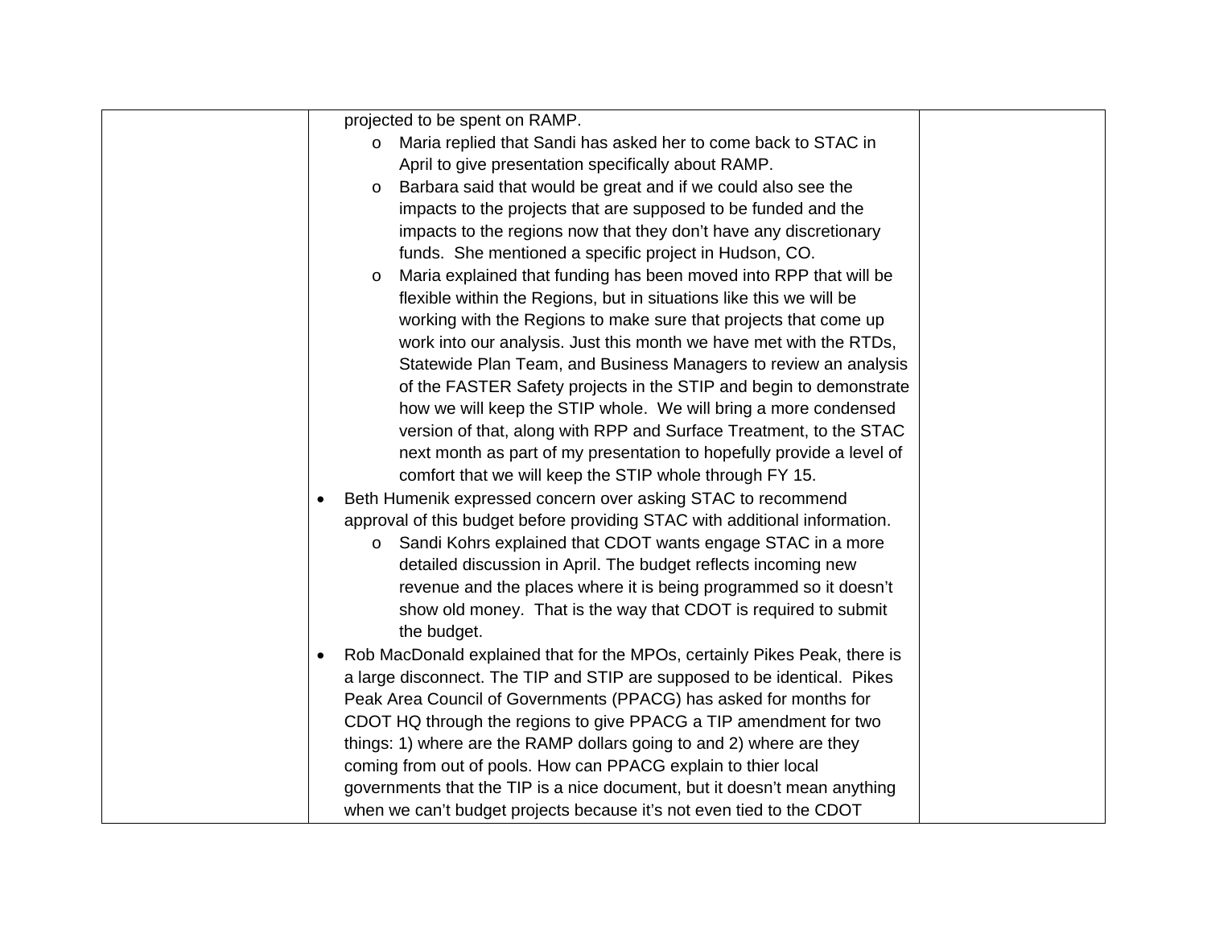| | | |
|---|---|---|
| | projected to be spent on RAMP.<br>o Maria replied that Sandi has asked her to come back to STAC in April to give presentation specifically about RAMP.<br>o Barbara said that would be great and if we could also see the impacts to the projects that are supposed to be funded and the impacts to the regions now that they don't have any discretionary funds. She mentioned a specific project in Hudson, CO.<br>o Maria explained that funding has been moved into RPP that will be flexible within the Regions, but in situations like this we will be working with the Regions to make sure that projects that come up work into our analysis. Just this month we have met with the RTDs, Statewide Plan Team, and Business Managers to review an analysis of the FASTER Safety projects in the STIP and begin to demonstrate how we will keep the STIP whole. We will bring a more condensed version of that, along with RPP and Surface Treatment, to the STAC next month as part of my presentation to hopefully provide a level of comfort that we will keep the STIP whole through FY 15.<br>• Beth Humenik expressed concern over asking STAC to recommend approval of this budget before providing STAC with additional information.<br>o Sandi Kohrs explained that CDOT wants engage STAC in a more detailed discussion in April. The budget reflects incoming new revenue and the places where it is being programmed so it doesn't show old money. That is the way that CDOT is required to submit the budget.<br>• Rob MacDonald explained that for the MPOs, certainly Pikes Peak, there is a large disconnect. The TIP and STIP are supposed to be identical. Pikes Peak Area Council of Governments (PPACG) has asked for months for CDOT HQ through the regions to give PPACG a TIP amendment for two things: 1) where are the RAMP dollars going to and 2) where are they coming from out of pools. How can PPACG explain to thier local governments that the TIP is a nice document, but it doesn't mean anything when we can't budget projects because it's not even tied to the CDOT | |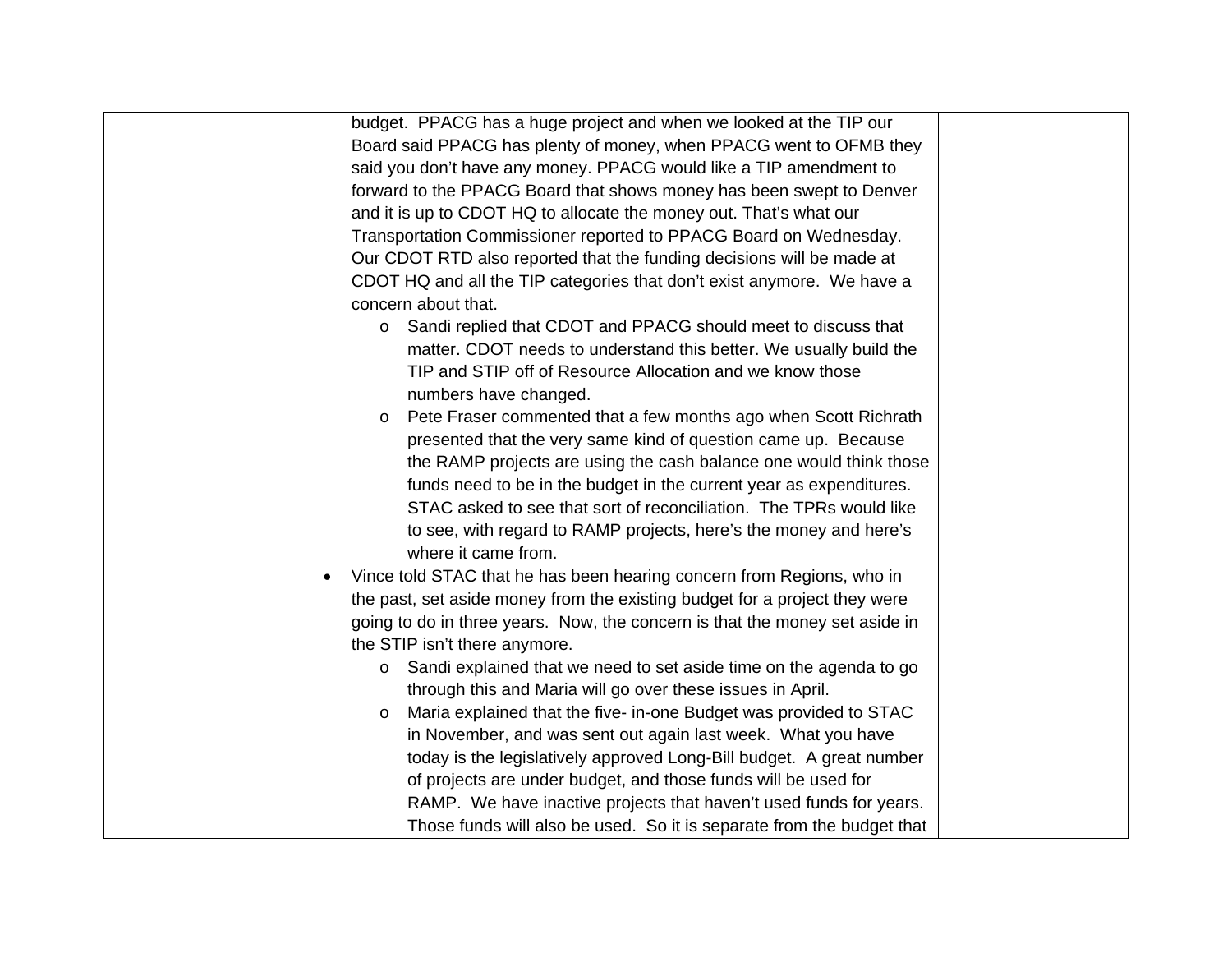| | budget.  PPACG has a huge project and when we looked at the TIP our Board said PPACG has plenty of money, when PPACG went to OFMB they said you don't have any money. PPACG would like a TIP amendment to forward to the PPACG Board that shows money has been swept to Denver and it is up to CDOT HQ to allocate the money out. That's what our Transportation Commissioner reported to PPACG Board on Wednesday. Our CDOT RTD also reported that the funding decisions will be made at CDOT HQ and all the TIP categories that don't exist anymore.  We have a concern about that.<br>o Sandi replied that CDOT and PPACG should meet to discuss that matter. CDOT needs to understand this better. We usually build the TIP and STIP off of Resource Allocation and we know those numbers have changed.<br>o Pete Fraser commented that a few months ago when Scott Richrath presented that the very same kind of question came up.  Because the RAMP projects are using the cash balance one would think those funds need to be in the budget in the current year as expenditures. STAC asked to see that sort of reconciliation.  The TPRs would like to see, with regard to RAMP projects, here's the money and here's where it came from.<br>• Vince told STAC that he has been hearing concern from Regions, who in the past, set aside money from the existing budget for a project they were going to do in three years.  Now, the concern is that the money set aside in the STIP isn't there anymore.<br>o Sandi explained that we need to set aside time on the agenda to go through this and Maria will go over these issues in April.<br>o Maria explained that the five- in-one Budget was provided to STAC in November, and was sent out again last week.  What you have today is the legislatively approved Long-Bill budget.  A great number of projects are under budget, and those funds will be used for RAMP.  We have inactive projects that haven't used funds for years. Those funds will also be used.  So it is separate from the budget that | |
|---|---|---|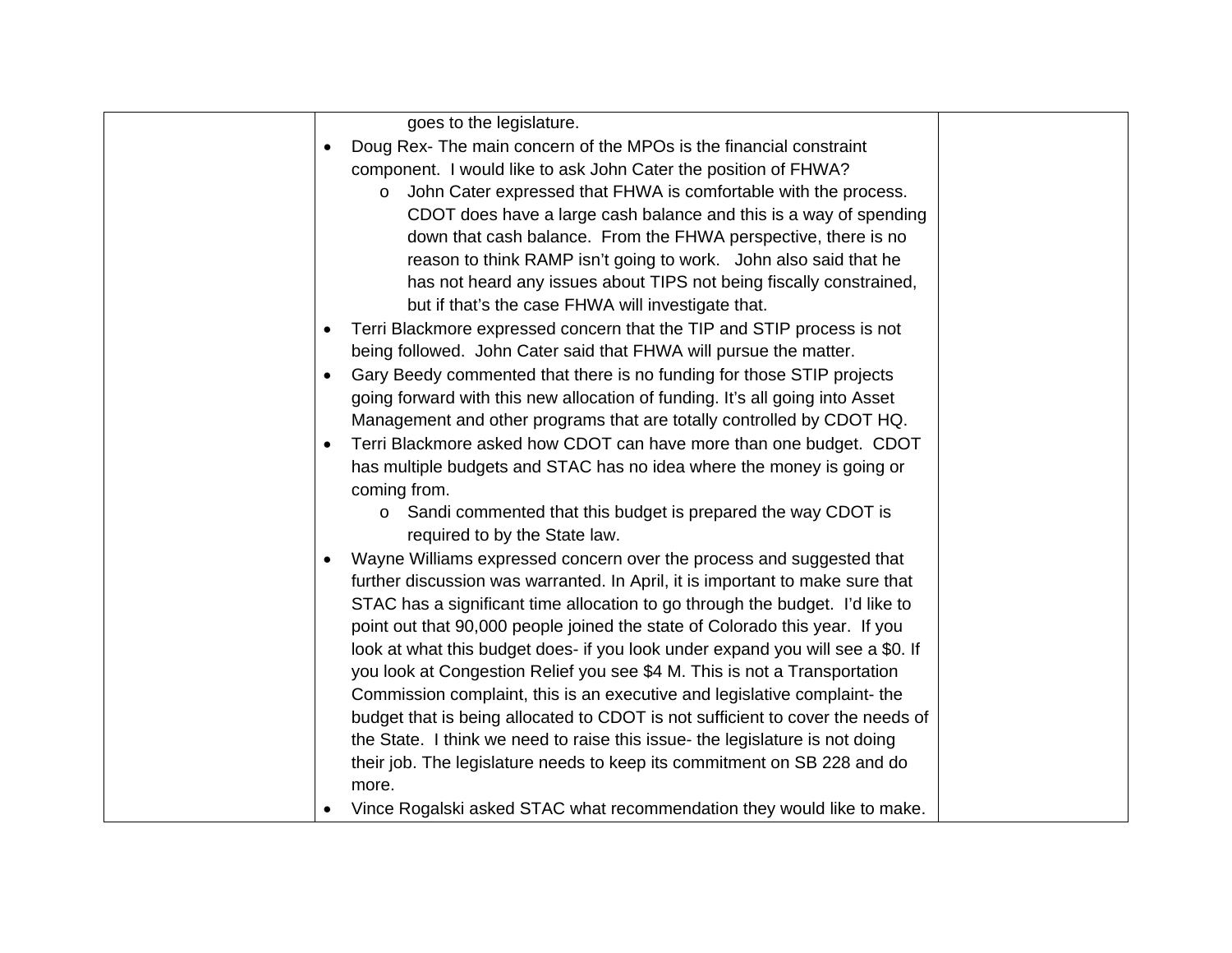| | goes to the legislature.<br>• Doug Rex- The main concern of the MPOs is the financial constraint component. I would like to ask John Cater the position of FHWA?<br>o John Cater expressed that FHWA is comfortable with the process. CDOT does have a large cash balance and this is a way of spending down that cash balance. From the FHWA perspective, there is no reason to think RAMP isn't going to work. John also said that he has not heard any issues about TIPS not being fiscally constrained, but if that's the case FHWA will investigate that.<br>• Terri Blackmore expressed concern that the TIP and STIP process is not being followed. John Cater said that FHWA will pursue the matter.<br>• Gary Beedy commented that there is no funding for those STIP projects going forward with this new allocation of funding. It's all going into Asset Management and other programs that are totally controlled by CDOT HQ.<br>• Terri Blackmore asked how CDOT can have more than one budget. CDOT has multiple budgets and STAC has no idea where the money is going or coming from.<br>o Sandi commented that this budget is prepared the way CDOT is required to by the State law.<br>• Wayne Williams expressed concern over the process and suggested that further discussion was warranted. In April, it is important to make sure that STAC has a significant time allocation to go through the budget. I'd like to point out that 90,000 people joined the state of Colorado this year. If you look at what this budget does- if you look under expand you will see a $0. If you look at Congestion Relief you see $4 M. This is not a Transportation Commission complaint, this is an executive and legislative complaint- the budget that is being allocated to CDOT is not sufficient to cover the needs of the State. I think we need to raise this issue- the legislature is not doing their job. The legislature needs to keep its commitment on SB 228 and do more.<br>• Vince Rogalski asked STAC what recommendation they would like to make. | |
|---|---|---|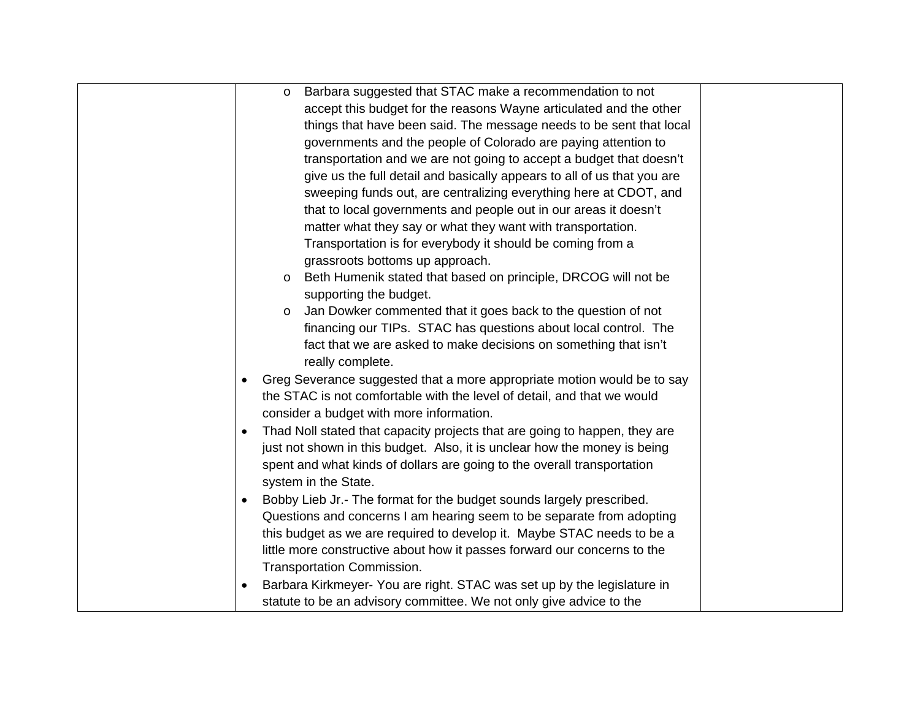| | | |
|---|---|---|
| | - Barbara suggested that STAC make a recommendation to not accept this budget for the reasons Wayne articulated and the other things that have been said. The message needs to be sent that local governments and the people of Colorado are paying attention to transportation and we are not going to accept a budget that doesn't give us the full detail and basically appears to all of us that you are sweeping funds out, are centralizing everything here at CDOT, and that to local governments and people out in our areas it doesn't matter what they say or what they want with transportation. Transportation is for everybody it should be coming from a grassroots bottoms up approach.<br>- Beth Humenik stated that based on principle, DRCOG will not be supporting the budget.<br>- Jan Dowker commented that it goes back to the question of not financing our TIPs. STAC has questions about local control. The fact that we are asked to make decisions on something that isn't really complete.<br>• Greg Severance suggested that a more appropriate motion would be to say the STAC is not comfortable with the level of detail, and that we would consider a budget with more information.<br>• Thad Noll stated that capacity projects that are going to happen, they are just not shown in this budget. Also, it is unclear how the money is being spent and what kinds of dollars are going to the overall transportation system in the State.<br>• Bobby Lieb Jr.- The format for the budget sounds largely prescribed. Questions and concerns I am hearing seem to be separate from adopting this budget as we are required to develop it. Maybe STAC needs to be a little more constructive about how it passes forward our concerns to the Transportation Commission.<br>• Barbara Kirkmeyer- You are right. STAC was set up by the legislature in statute to be an advisory committee. We not only give advice to the | |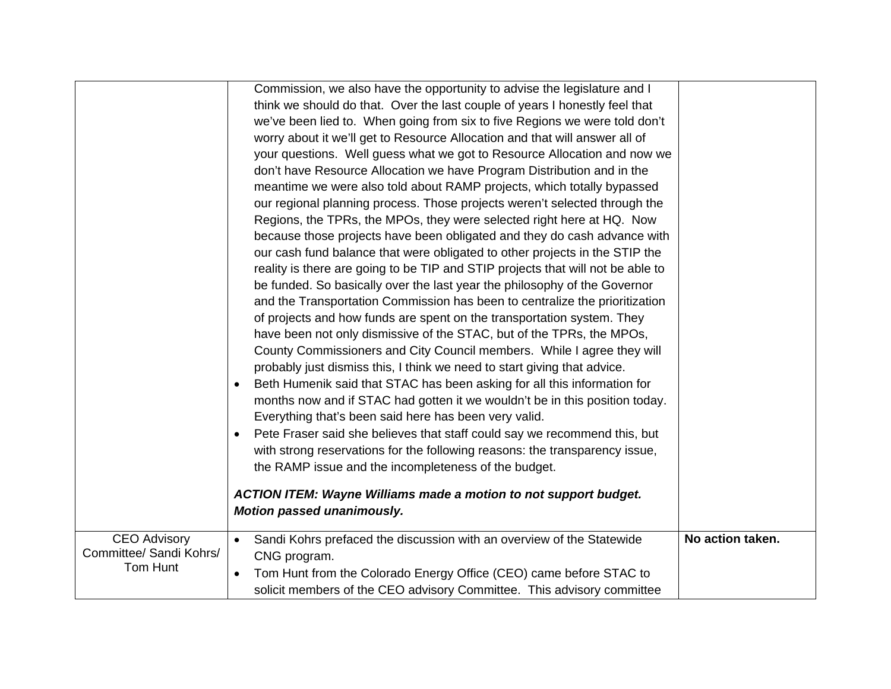| | | |
|---|---|---|
| | Commission, we also have the opportunity to advise the legislature and I think we should do that. Over the last couple of years I honestly feel that we've been lied to. When going from six to five Regions we were told don't worry about it we'll get to Resource Allocation and that will answer all of your questions. Well guess what we got to Resource Allocation and now we don't have Resource Allocation we have Program Distribution and in the meantime we were also told about RAMP projects, which totally bypassed our regional planning process. Those projects weren't selected through the Regions, the TPRs, the MPOs, they were selected right here at HQ. Now because those projects have been obligated and they do cash advance with our cash fund balance that were obligated to other projects in the STIP the reality is there are going to be TIP and STIP projects that will not be able to be funded. So basically over the last year the philosophy of the Governor and the Transportation Commission has been to centralize the prioritization of projects and how funds are spent on the transportation system. They have been not only dismissive of the STAC, but of the TPRs, the MPOs, County Commissioners and City Council members. While I agree they will probably just dismiss this, I think we need to start giving that advice.<br>• Beth Humenik said that STAC has been asking for all this information for months now and if STAC had gotten it we wouldn't be in this position today. Everything that's been said here has been very valid.<br>• Pete Fraser said she believes that staff could say we recommend this, but with strong reservations for the following reasons: the transparency issue, the RAMP issue and the incompleteness of the budget.<br><br>***ACTION ITEM: Wayne Williams made a motion to not support budget. Motion passed unanimously.*** | |
| CEO Advisory Committee/ Sandi Kohrs/ Tom Hunt | • Sandi Kohrs prefaced the discussion with an overview of the Statewide CNG program.<br>• Tom Hunt from the Colorado Energy Office (CEO) came before STAC to solicit members of the CEO advisory Committee. This advisory committee | **No action taken.** |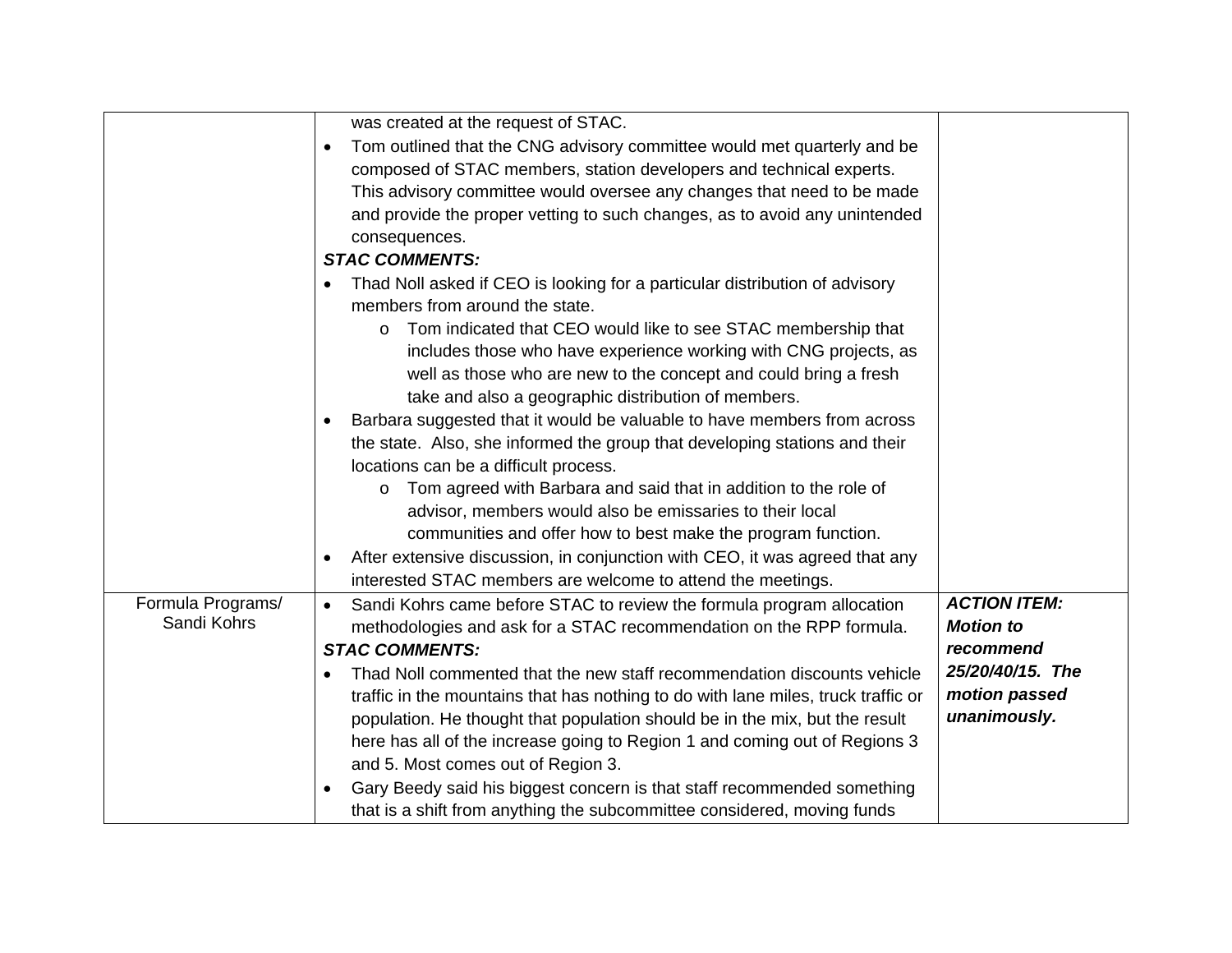| | | |
|---|---|---|
| | was created at the request of STAC.<br>• Tom outlined that the CNG advisory committee would met quarterly and be composed of STAC members, station developers and technical experts. This advisory committee would oversee any changes that need to be made and provide the proper vetting to such changes, as to avoid any unintended consequences.<br>***STAC COMMENTS:***<br>• Thad Noll asked if CEO is looking for a particular distribution of advisory members from around the state.<br>  o Tom indicated that CEO would like to see STAC membership that includes those who have experience working with CNG projects, as well as those who are new to the concept and could bring a fresh take and also a geographic distribution of members.<br>• Barbara suggested that it would be valuable to have members from across the state. Also, she informed the group that developing stations and their locations can be a difficult process.<br>  o Tom agreed with Barbara and said that in addition to the role of advisor, members would also be emissaries to their local communities and offer how to best make the program function.<br>• After extensive discussion, in conjunction with CEO, it was agreed that any interested STAC members are welcome to attend the meetings. | |
| Formula Programs/ Sandi Kohrs | • Sandi Kohrs came before STAC to review the formula program allocation methodologies and ask for a STAC recommendation on the RPP formula.<br>***STAC COMMENTS:***<br>• Thad Noll commented that the new staff recommendation discounts vehicle traffic in the mountains that has nothing to do with lane miles, truck traffic or population. He thought that population should be in the mix, but the result here has all of the increase going to Region 1 and coming out of Regions 3 and 5. Most comes out of Region 3.<br>• Gary Beedy said his biggest concern is that staff recommended something that is a shift from anything the subcommittee considered, moving funds | ***ACTION ITEM: Motion to recommend 25/20/40/15. The motion passed unanimously.*** |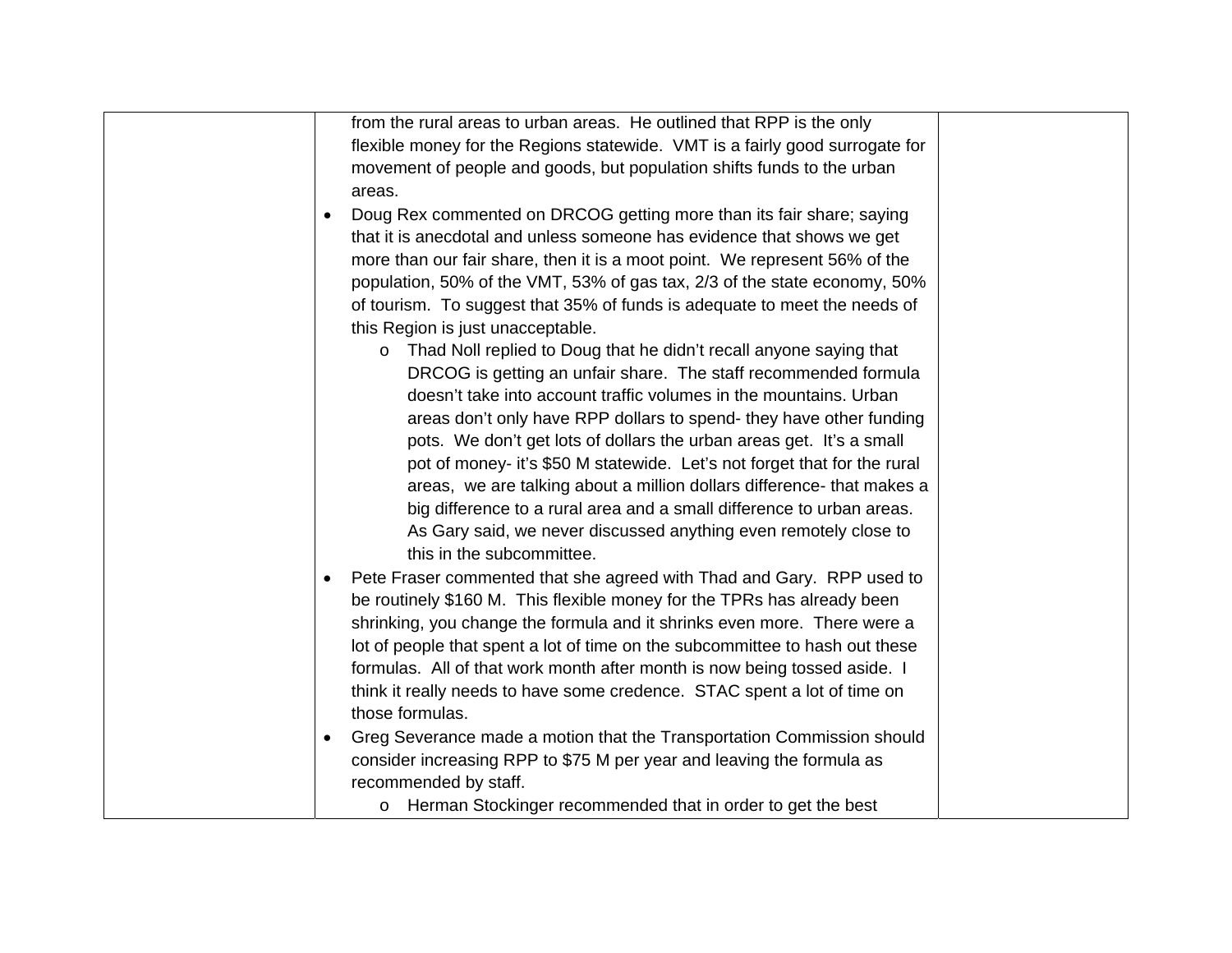| | | |
|---|---|---|
| | from the rural areas to urban areas. He outlined that RPP is the only flexible money for the Regions statewide. VMT is a fairly good surrogate for movement of people and goods, but population shifts funds to the urban areas.<br>• Doug Rex commented on DRCOG getting more than its fair share; saying that it is anecdotal and unless someone has evidence that shows we get more than our fair share, then it is a moot point. We represent 56% of the population, 50% of the VMT, 53% of gas tax, 2/3 of the state economy, 50% of tourism. To suggest that 35% of funds is adequate to meet the needs of this Region is just unacceptable.<br>    o Thad Noll replied to Doug that he didn't recall anyone saying that DRCOG is getting an unfair share. The staff recommended formula doesn't take into account traffic volumes in the mountains. Urban areas don't only have RPP dollars to spend- they have other funding pots. We don't get lots of dollars the urban areas get. It's a small pot of money- it's $50 M statewide. Let's not forget that for the rural areas, we are talking about a million dollars difference- that makes a big difference to a rural area and a small difference to urban areas. As Gary said, we never discussed anything even remotely close to this in the subcommittee.<br>• Pete Fraser commented that she agreed with Thad and Gary. RPP used to be routinely $160 M. This flexible money for the TPRs has already been shrinking, you change the formula and it shrinks even more. There were a lot of people that spent a lot of time on the subcommittee to hash out these formulas. All of that work month after month is now being tossed aside. I think it really needs to have some credence. STAC spent a lot of time on those formulas.<br>• Greg Severance made a motion that the Transportation Commission should consider increasing RPP to $75 M per year and leaving the formula as recommended by staff.<br>    o Herman Stockinger recommended that in order to get the best | |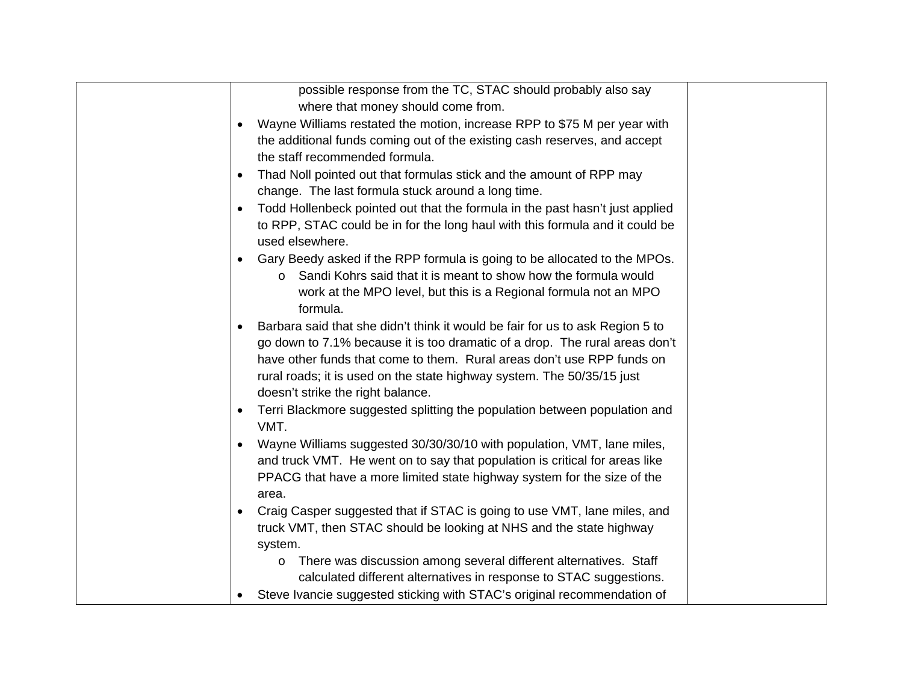| | | |
|---|---|---|
| | possible response from the TC, STAC should probably also say where that money should come from.<br>• Wayne Williams restated the motion, increase RPP to $75 M per year with the additional funds coming out of the existing cash reserves, and accept the staff recommended formula.<br>• Thad Noll pointed out that formulas stick and the amount of RPP may change. The last formula stuck around a long time.<br>• Todd Hollenbeck pointed out that the formula in the past hasn't just applied to RPP, STAC could be in for the long haul with this formula and it could be used elsewhere.<br>• Gary Beedy asked if the RPP formula is going to be allocated to the MPOs.<br>&nbsp;&nbsp;&nbsp;&nbsp;o Sandi Kohrs said that it is meant to show how the formula would work at the MPO level, but this is a Regional formula not an MPO formula.<br>• Barbara said that she didn't think it would be fair for us to ask Region 5 to go down to 7.1% because it is too dramatic of a drop. The rural areas don't have other funds that come to them. Rural areas don't use RPP funds on rural roads; it is used on the state highway system. The 50/35/15 just doesn't strike the right balance.<br>• Terri Blackmore suggested splitting the population between population and VMT.<br>• Wayne Williams suggested 30/30/30/10 with population, VMT, lane miles, and truck VMT. He went on to say that population is critical for areas like PPACG that have a more limited state highway system for the size of the area.<br>• Craig Casper suggested that if STAC is going to use VMT, lane miles, and truck VMT, then STAC should be looking at NHS and the state highway system.<br>&nbsp;&nbsp;&nbsp;&nbsp;o There was discussion among several different alternatives. Staff calculated different alternatives in response to STAC suggestions.<br>• Steve Ivancie suggested sticking with STAC's original recommendation of | |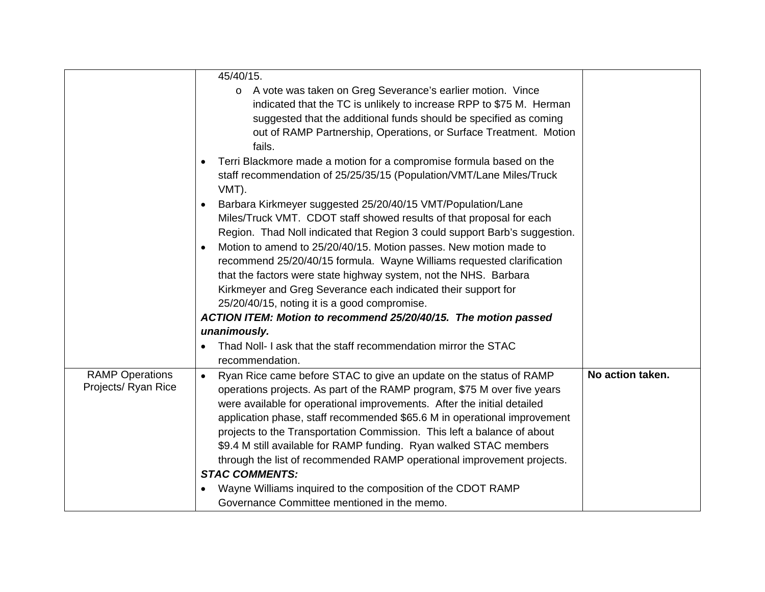| | | |
|---|---|---|
| | 45/40/15.<br>o A vote was taken on Greg Severance's earlier motion. Vince indicated that the TC is unlikely to increase RPP to $75 M. Herman suggested that the additional funds should be specified as coming out of RAMP Partnership, Operations, or Surface Treatment. Motion fails.<br>• Terri Blackmore made a motion for a compromise formula based on the staff recommendation of 25/25/35/15 (Population/VMT/Lane Miles/Truck VMT).<br>• Barbara Kirkmeyer suggested 25/20/40/15 VMT/Population/Lane Miles/Truck VMT. CDOT staff showed results of that proposal for each Region. Thad Noll indicated that Region 3 could support Barb's suggestion.<br>• Motion to amend to 25/20/40/15. Motion passes. New motion made to recommend 25/20/40/15 formula. Wayne Williams requested clarification that the factors were state highway system, not the NHS. Barbara Kirkmeyer and Greg Severance each indicated their support for 25/20/40/15, noting it is a good compromise.<br>***ACTION ITEM: Motion to recommend 25/20/40/15. The motion passed unanimously.***<br>• Thad Noll- I ask that the staff recommendation mirror the STAC recommendation. | |
| RAMP Operations Projects/ Ryan Rice | • Ryan Rice came before STAC to give an update on the status of RAMP operations projects. As part of the RAMP program, $75 M over five years were available for operational improvements. After the initial detailed application phase, staff recommended $65.6 M in operational improvement projects to the Transportation Commission. This left a balance of about $9.4 M still available for RAMP funding. Ryan walked STAC members through the list of recommended RAMP operational improvement projects.<br>***STAC COMMENTS:***<br>• Wayne Williams inquired to the composition of the CDOT RAMP Governance Committee mentioned in the memo. | **No action taken.** |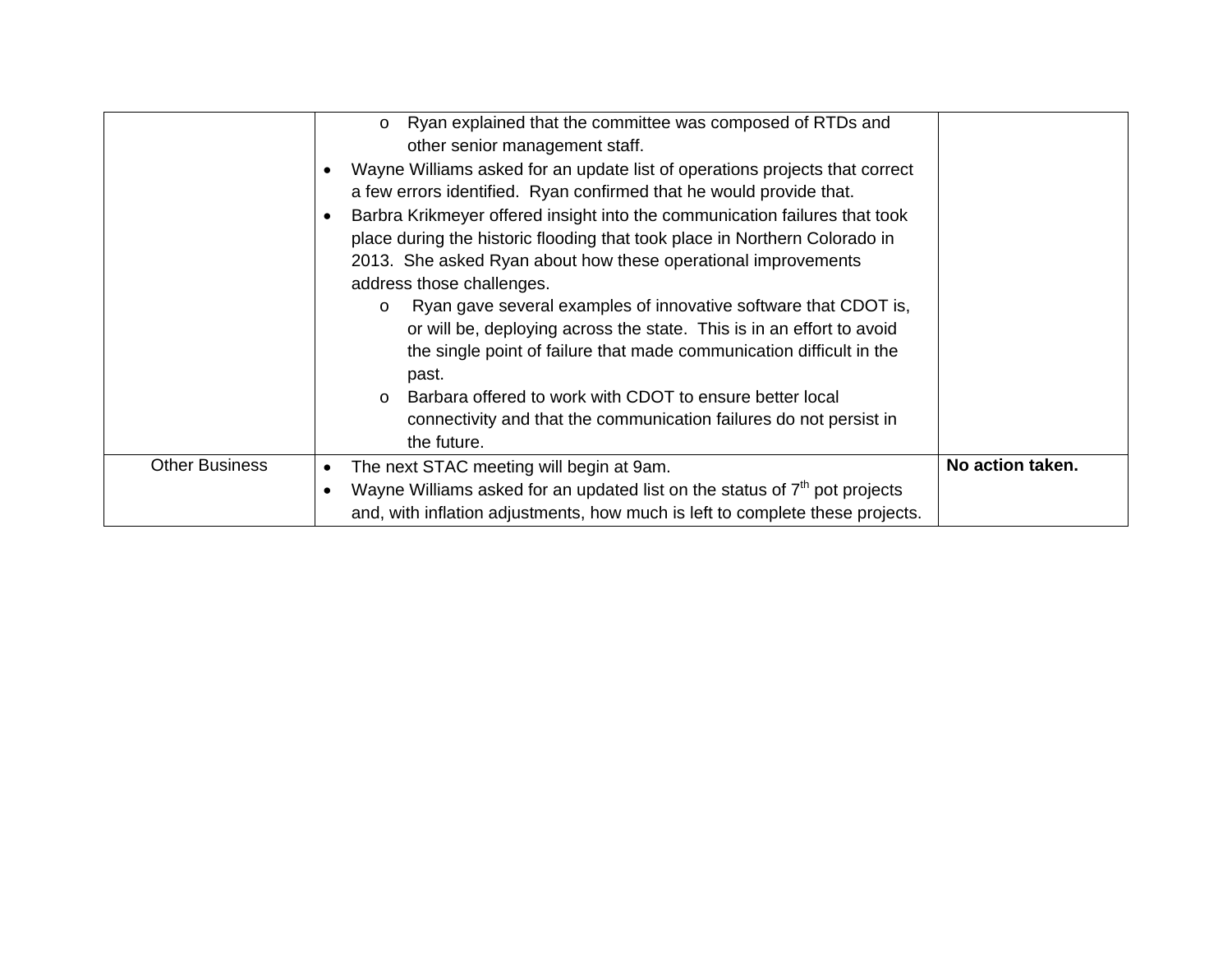| | | |
|---|---|---|
| | o Ryan explained that the committee was composed of RTDs and other senior management staff.<br>• Wayne Williams asked for an update list of operations projects that correct a few errors identified. Ryan confirmed that he would provide that.<br>• Barbra Krikmeyer offered insight into the communication failures that took place during the historic flooding that took place in Northern Colorado in 2013. She asked Ryan about how these operational improvements address those challenges.<br>o Ryan gave several examples of innovative software that CDOT is, or will be, deploying across the state. This is in an effort to avoid the single point of failure that made communication difficult in the past.<br>o Barbara offered to work with CDOT to ensure better local connectivity and that the communication failures do not persist in the future. | |
| Other Business | • The next STAC meeting will begin at 9am.<br>• Wayne Williams asked for an updated list on the status of 7th pot projects and, with inflation adjustments, how much is left to complete these projects. | **No action taken.** |